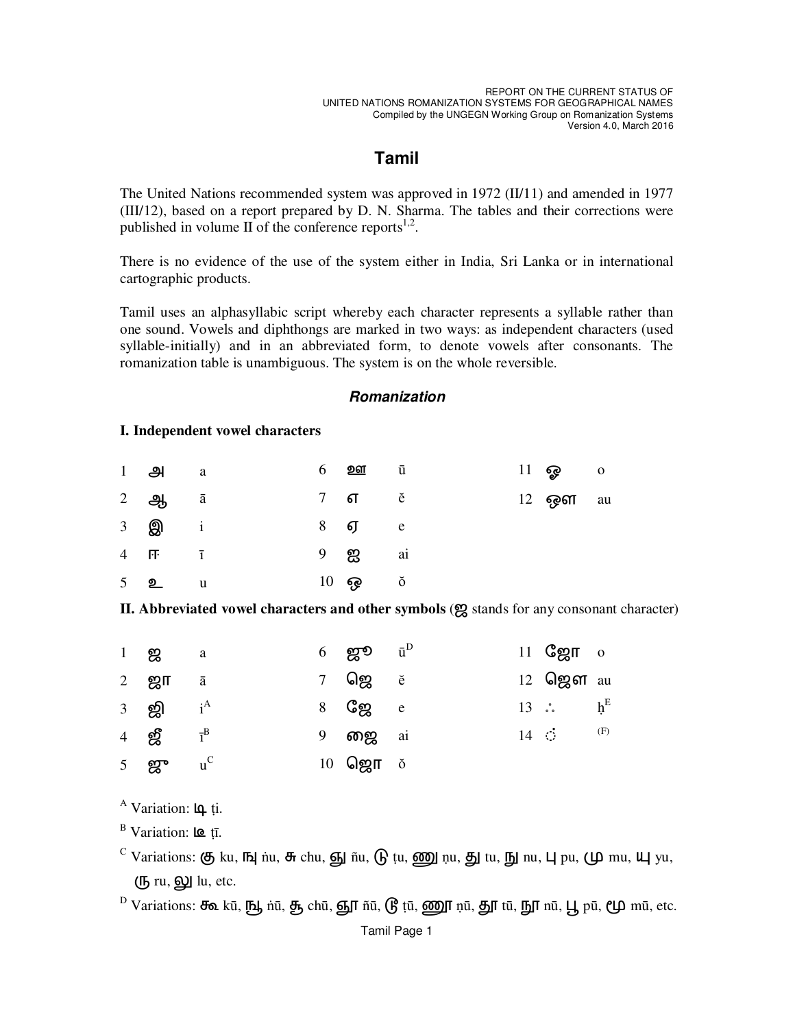# Tamil

The United Nations recommended system was approved in 1972 (II/11) and amended in 1977 (III/12), based on a report prepared by D. N. Sharma. The tables and their corrections were published in volume II of the conference reports[1,2].

There is no evidence of the use of the system either in India, Sri Lanka or in international cartographic products.

Tamil uses an alphasyllabic script whereby each character represents a syllable rather than one sound. Vowels and diphthongs are marked in two ways: as independent characters (used syllable-initially) and in an abbreviated form, to denote vowels after consonants. The romanization table is unambiguous. The system is on the whole reversible.

## *Romanization*

### I. Independent vowel characters

| | | | | | | | | |
|---|---|---|---|---|---|---|---|---|
| 1 | அ | a | 6 | ஊ | ū | 11 | ஓ | o |
| 2 | ஆ | ā | 7 | எ | ĕ | 12 | ஔ | au |
| 3 | இ | i | 8 | ஏ | e | | | |
| 4 | ஈ | ī | 9 | ஐ | ai | | | |
| 5 | உ | u | 10 | ஒ | ŏ | | | |

### II. Abbreviated vowel characters and other symbols (ஜ stands for any consonant character)

| | | | | | | | | |
|---|---|---|---|---|---|---|---|---|
| 1 | ஜ | a | 6 | ஜூ | ū[D] | 11 | ஜோ | o |
| 2 | ஜா | ā | 7 | ஜெ | ĕ | 12 | ஜௌ | au |
| 3 | ஜி | i[A] | 8 | ஜே | e | 13 | ஃ | ḥ[E] |
| 4 | ஜீ | ī[B] | 9 | ஜை | ai | 14 | ் | [(F)] |
| 5 | ஜு | u[C] | 10 | ஜொ | ŏ | | | |

[A] Variation: டி ṭi.

[B] Variation: டீ ṭī.

[C] Variations: கு ku, ஙு ṅu, சு chu, ஞு ñu, டு ṭu, ணு ṇu, து tu, நு nu, பு pu, மு mu, யு yu, ரு ru, லு lu, etc.

[D] Variations: கூ kū, ஙூ ṅū, சூ chū, ஞூ ñū, டூ ṭū, ணூ ṇū, தூ tū, நூ nū, பூ pū, மூ mū, etc.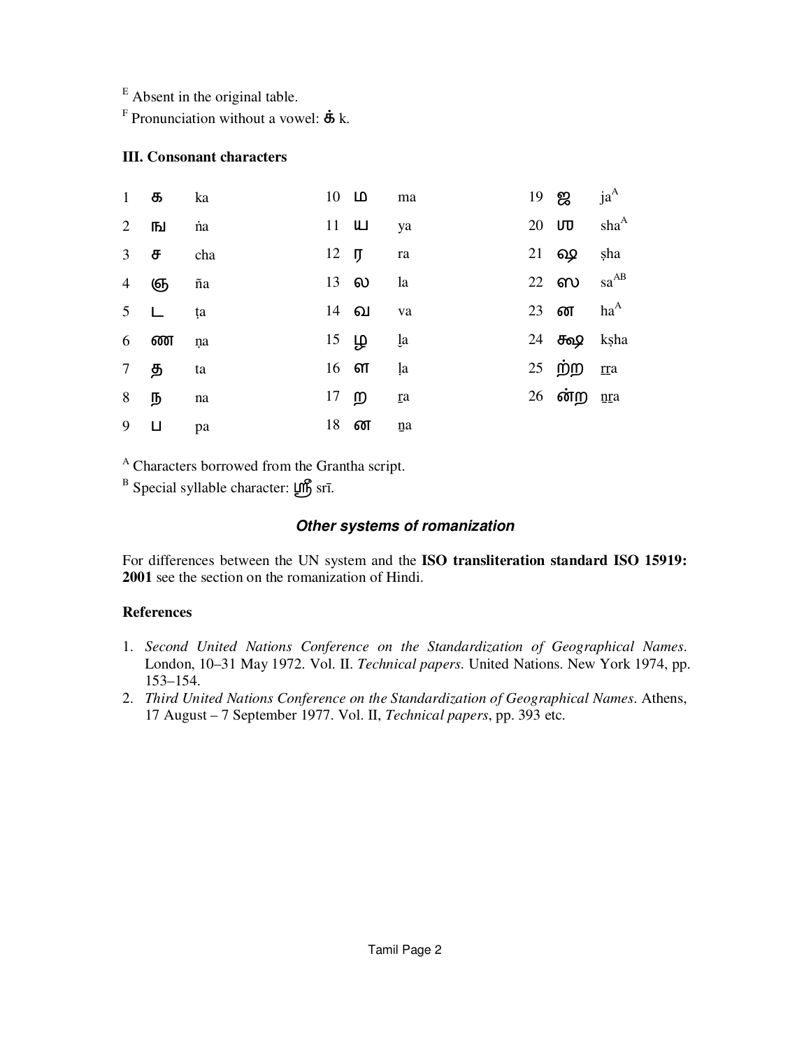[E] Absent in the original table.

[F] Pronunciation without a vowel: க் k.

### III. Consonant characters

| | | | | | | | | |
|---|---|---|---|---|---|---|---|---|
| 1 | க | ka | 10 | ம | ma | 19 | ஜ | ja[A] |
| 2 | ங | ṅa | 11 | ய | ya | 20 | ஶ | sha[A] |
| 3 | ச | cha | 12 | ர | ra | 21 | ஷ | ṣha |
| 4 | ஞ | ña | 13 | ல | la | 22 | ஸ | sa[AB] |
| 5 | ட | ṭa | 14 | வ | va | 23 | ஹ | ha[A] |
| 6 | ண | ṇa | 15 | ழ | l̲a | 24 | க்ஷ | kṣha |
| 7 | த | ta | 16 | ள | ḷa | 25 | ற்ற | r̲r̲a |
| 8 | ந | na | 17 | ற | r̲a | 26 | ன்ற | n̲r̲a |
| 9 | ப | pa | 18 | ன | n̲a | | | |

[A] Characters borrowed from the Grantha script.

[B] Special syllable character: ஸ்ரீ srī.

## *Other systems of romanization*

For differences between the UN system and the **ISO transliteration standard ISO 15919: 2001** see the section on the romanization of Hindi.

### References

1. *Second United Nations Conference on the Standardization of Geographical Names*. London, 10–31 May 1972. Vol. II. *Technical papers*. United Nations. New York 1974, pp. 153–154.
2. *Third United Nations Conference on the Standardization of Geographical Names*. Athens, 17 August – 7 September 1977. Vol. II, *Technical papers*, pp. 393 etc.